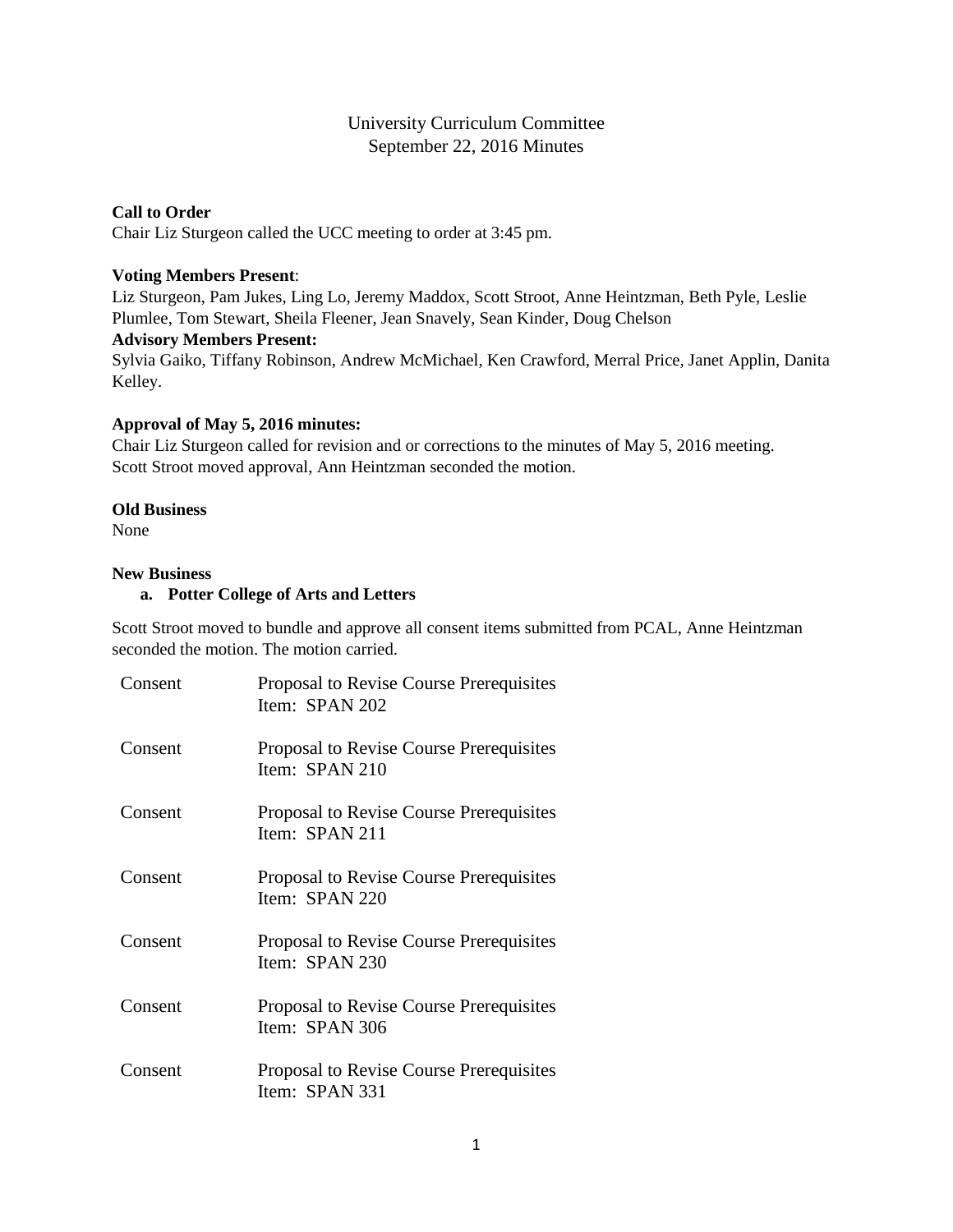# University Curriculum Committee
## September 22, 2016 Minutes

**Call to Order**
Chair Liz Sturgeon called the UCC meeting to order at 3:45 pm.

**Voting Members Present**:
Liz Sturgeon, Pam Jukes, Ling Lo, Jeremy Maddox, Scott Stroot, Anne Heintzman, Beth Pyle, Leslie Plumlee, Tom Stewart, Sheila Fleener, Jean Snavely, Sean Kinder, Doug Chelson

**Advisory Members Present:**
Sylvia Gaiko, Tiffany Robinson, Andrew McMichael, Ken Crawford, Merral Price, Janet Applin, Danita Kelley.

**Approval of May 5, 2016 minutes:**
Chair Liz Sturgeon called for revision and or corrections to the minutes of May 5, 2016 meeting. Scott Stroot moved approval, Ann Heintzman seconded the motion.

**Old Business**
None

**New Business**

**a. Potter College of Arts and Letters**

Scott Stroot moved to bundle and approve all consent items submitted from PCAL, Anne Heintzman seconded the motion. The motion carried.

| | |
|---|---|
| Consent | Proposal to Revise Course Prerequisites<br>Item: SPAN 202 |
| Consent | Proposal to Revise Course Prerequisites<br>Item: SPAN 210 |
| Consent | Proposal to Revise Course Prerequisites<br>Item: SPAN 211 |
| Consent | Proposal to Revise Course Prerequisites<br>Item: SPAN 220 |
| Consent | Proposal to Revise Course Prerequisites<br>Item: SPAN 230 |
| Consent | Proposal to Revise Course Prerequisites<br>Item: SPAN 306 |
| Consent | Proposal to Revise Course Prerequisites<br>Item: SPAN 331 |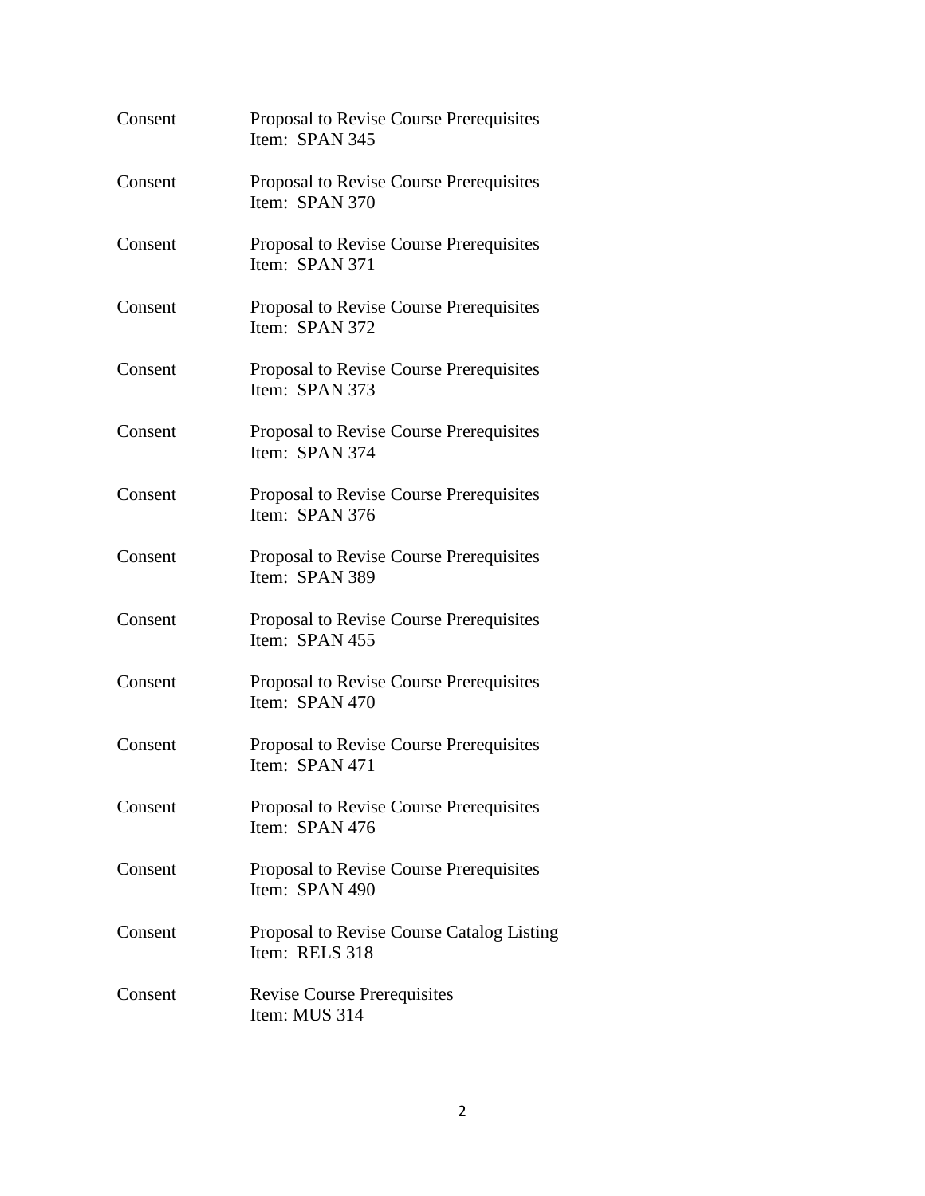| | |
|---|---|
| Consent | Proposal to Revise Course Prerequisites<br>Item: SPAN 345 |
| Consent | Proposal to Revise Course Prerequisites<br>Item: SPAN 370 |
| Consent | Proposal to Revise Course Prerequisites<br>Item: SPAN 371 |
| Consent | Proposal to Revise Course Prerequisites<br>Item: SPAN 372 |
| Consent | Proposal to Revise Course Prerequisites<br>Item: SPAN 373 |
| Consent | Proposal to Revise Course Prerequisites<br>Item: SPAN 374 |
| Consent | Proposal to Revise Course Prerequisites<br>Item: SPAN 376 |
| Consent | Proposal to Revise Course Prerequisites<br>Item: SPAN 389 |
| Consent | Proposal to Revise Course Prerequisites<br>Item: SPAN 455 |
| Consent | Proposal to Revise Course Prerequisites<br>Item: SPAN 470 |
| Consent | Proposal to Revise Course Prerequisites<br>Item: SPAN 471 |
| Consent | Proposal to Revise Course Prerequisites<br>Item: SPAN 476 |
| Consent | Proposal to Revise Course Prerequisites<br>Item: SPAN 490 |
| Consent | Proposal to Revise Course Catalog Listing<br>Item: RELS 318 |
| Consent | Revise Course Prerequisites<br>Item: MUS 314 |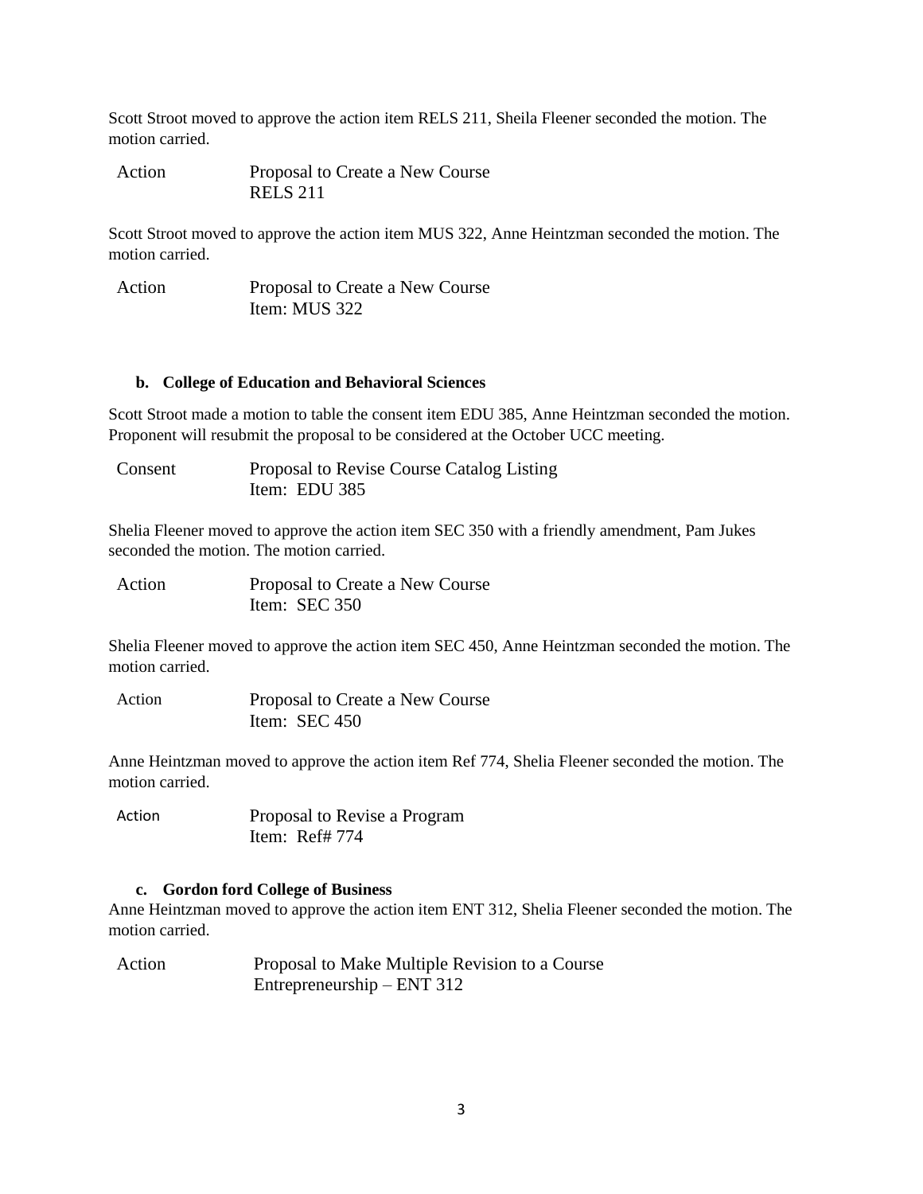Scott Stroot moved to approve the action item RELS 211, Sheila Fleener seconded the motion. The motion carried.

| | |
|---|---|
| Action | Proposal to Create a New Course<br>RELS 211 |

Scott Stroot moved to approve the action item MUS 322, Anne Heintzman seconded the motion. The motion carried.

| | |
|---|---|
| Action | Proposal to Create a New Course<br>Item: MUS 322 |

### b. College of Education and Behavioral Sciences

Scott Stroot made a motion to table the consent item EDU 385, Anne Heintzman seconded the motion. Proponent will resubmit the proposal to be considered at the October UCC meeting.

| | |
|---|---|
| Consent | Proposal to Revise Course Catalog Listing<br>Item: EDU 385 |

Shelia Fleener moved to approve the action item SEC 350 with a friendly amendment, Pam Jukes seconded the motion. The motion carried.

| | |
|---|---|
| Action | Proposal to Create a New Course<br>Item: SEC 350 |

Shelia Fleener moved to approve the action item SEC 450, Anne Heintzman seconded the motion. The motion carried.

| | |
|---|---|
| Action | Proposal to Create a New Course<br>Item: SEC 450 |

Anne Heintzman moved to approve the action item Ref 774, Shelia Fleener seconded the motion. The motion carried.

| | |
|---|---|
| Action | Proposal to Revise a Program<br>Item: Ref# 774 |

### c. Gordon ford College of Business

Anne Heintzman moved to approve the action item ENT 312, Shelia Fleener seconded the motion. The motion carried.

| | |
|---|---|
| Action | Proposal to Make Multiple Revision to a Course<br>Entrepreneurship – ENT 312 |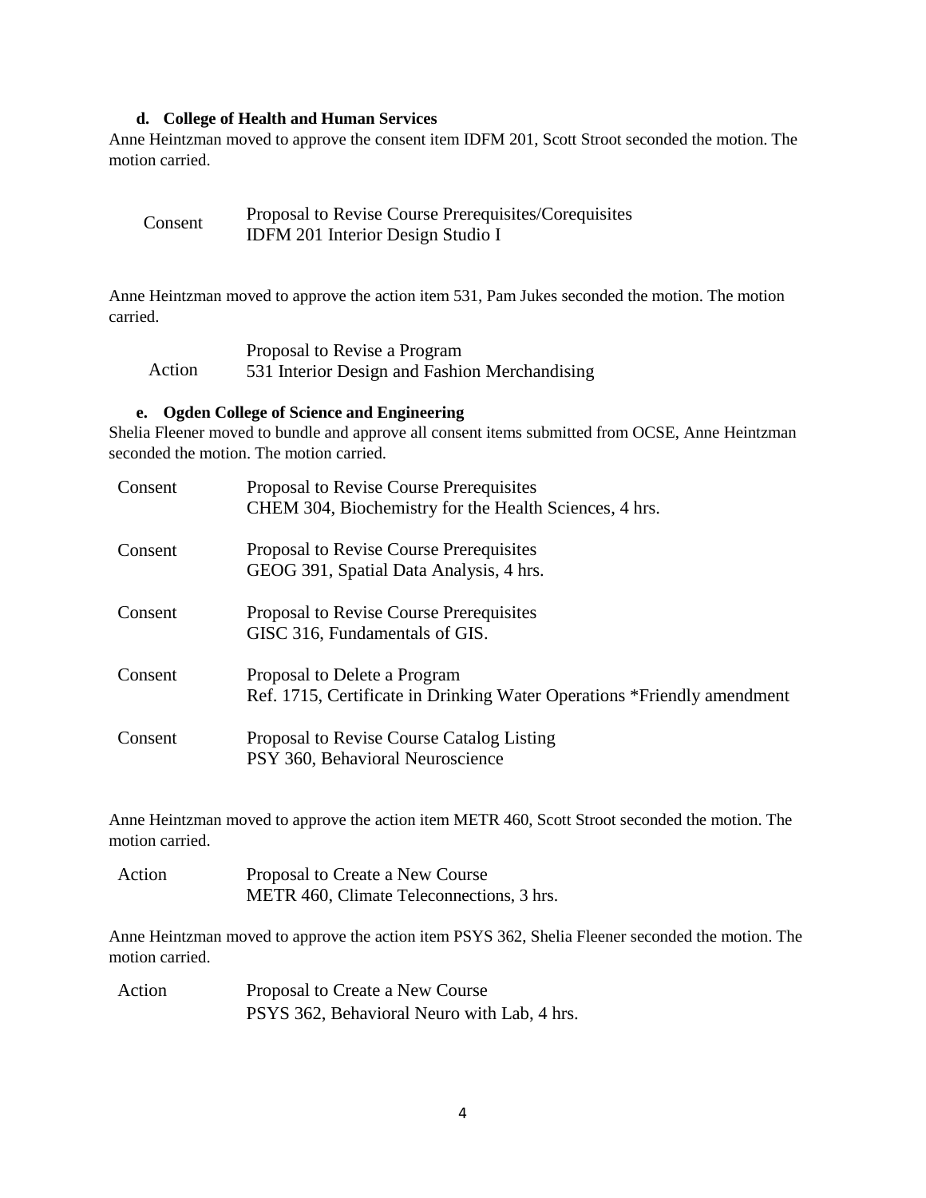#### d. College of Health and Human Services

Anne Heintzman moved to approve the consent item IDFM 201, Scott Stroot seconded the motion. The motion carried.

| | |
|---|---|
| Consent | Proposal to Revise Course Prerequisites/Corequisites<br>IDFM 201 Interior Design Studio I |

Anne Heintzman moved to approve the action item 531, Pam Jukes seconded the motion. The motion carried.

| | |
|---|---|
| Action | Proposal to Revise a Program<br>531 Interior Design and Fashion Merchandising |

#### e. Ogden College of Science and Engineering

Shelia Fleener moved to bundle and approve all consent items submitted from OCSE, Anne Heintzman seconded the motion. The motion carried.

| | |
|---|---|
| Consent | Proposal to Revise Course Prerequisites<br>CHEM 304, Biochemistry for the Health Sciences, 4 hrs. |
| Consent | Proposal to Revise Course Prerequisites<br>GEOG 391, Spatial Data Analysis, 4 hrs. |
| Consent | Proposal to Revise Course Prerequisites<br>GISC 316, Fundamentals of GIS. |
| Consent | Proposal to Delete a Program<br>Ref. 1715, Certificate in Drinking Water Operations *Friendly amendment |
| Consent | Proposal to Revise Course Catalog Listing<br>PSY 360, Behavioral Neuroscience |

Anne Heintzman moved to approve the action item METR 460, Scott Stroot seconded the motion. The motion carried.

| | |
|---|---|
| Action | Proposal to Create a New Course<br>METR 460, Climate Teleconnections, 3 hrs. |

Anne Heintzman moved to approve the action item PSYS 362, Shelia Fleener seconded the motion. The motion carried.

| | |
|---|---|
| Action | Proposal to Create a New Course<br>PSYS 362, Behavioral Neuro with Lab, 4 hrs. |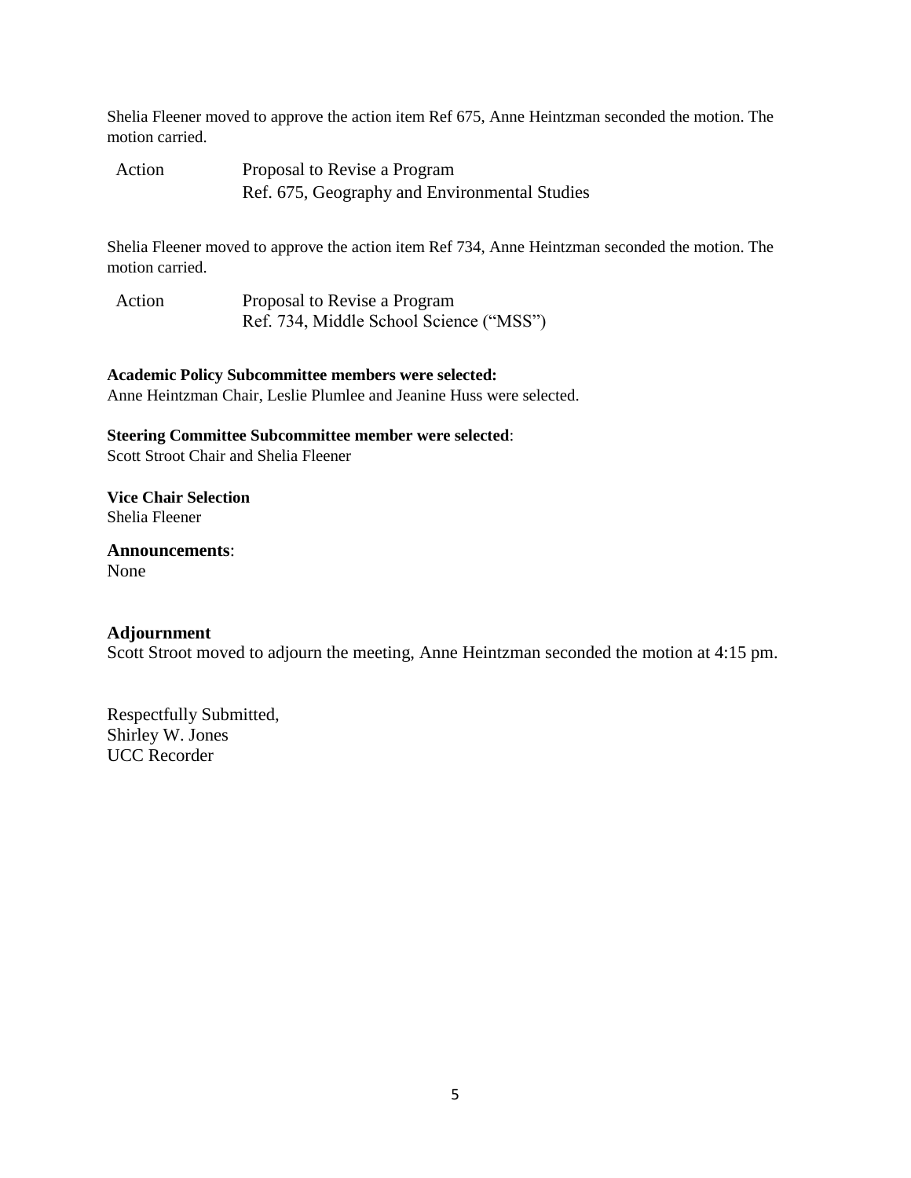Shelia Fleener moved to approve the action item Ref 675, Anne Heintzman seconded the motion. The motion carried.

| | |
|---|---|
| Action | Proposal to Revise a Program<br>Ref. 675, Geography and Environmental Studies |

Shelia Fleener moved to approve the action item Ref 734, Anne Heintzman seconded the motion. The motion carried.

| | |
|---|---|
| Action | Proposal to Revise a Program<br>Ref. 734, Middle School Science ("MSS") |

**Academic Policy Subcommittee members were selected:**
Anne Heintzman Chair, Leslie Plumlee and Jeanine Huss were selected.

**Steering Committee Subcommittee member were selected**:
Scott Stroot Chair and Shelia Fleener

**Vice Chair Selection**
Shelia Fleener

**Announcements**:
None

**Adjournment**
Scott Stroot moved to adjourn the meeting, Anne Heintzman seconded the motion at 4:15 pm.

Respectfully Submitted,
Shirley W. Jones
UCC Recorder